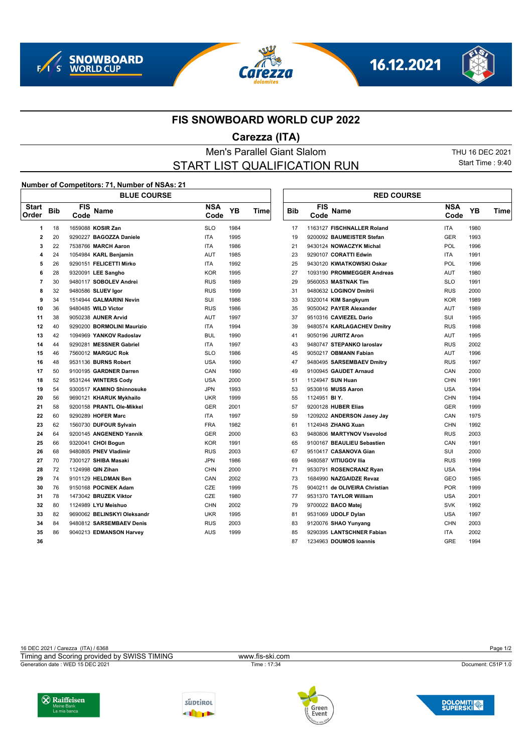# FIS SNOWBOARD WORLD CUP 2022

## Carezza (ITA)

### Men's Parallel Giant Slalom
### START LIST QUALIFICATION RUN

THU 16 DEC 2021
Start Time : 9:40

**Number of Competitors: 71, Number of NSAs: 21**

| BLUE COURSE | | | | | | | RED COURSE | | | | | |
|---|---|---|---|---|---|---|---|---|---|---|---|---|
| Start Order | Bib | FIS Code | Name | NSA Code | YB | Time | Bib | FIS Code | Name | NSA Code | YB | Time |
| 1 | 18 | 1659088 | **KOSIR Zan** | SLO | 1984 | | 17 | 1163127 | **FISCHNALLER Roland** | ITA | 1980 | |
| 2 | 20 | 9290227 | **BAGOZZA Daniele** | ITA | 1995 | | 19 | 9200092 | **BAUMEISTER Stefan** | GER | 1993 | |
| 3 | 22 | 7538766 | **MARCH Aaron** | ITA | 1986 | | 21 | 9430124 | **NOWACZYK Michal** | POL | 1996 | |
| 4 | 24 | 1054984 | **KARL Benjamin** | AUT | 1985 | | 23 | 9290107 | **CORATTI Edwin** | ITA | 1991 | |
| 5 | 26 | 9290151 | **FELICETTI Mirko** | ITA | 1992 | | 25 | 9430120 | **KWIATKOWSKI Oskar** | POL | 1996 | |
| 6 | 28 | 9320091 | **LEE Sangho** | KOR | 1995 | | 27 | 1093190 | **PROMMEGGER Andreas** | AUT | 1980 | |
| 7 | 30 | 9480117 | **SOBOLEV Andrei** | RUS | 1989 | | 29 | 9560053 | **MASTNAK Tim** | SLO | 1991 | |
| 8 | 32 | 9480586 | **SLUEV Igor** | RUS | 1999 | | 31 | 9480632 | **LOGINOV Dmitrii** | RUS | 2000 | |
| 9 | 34 | 1514944 | **GALMARINI Nevin** | SUI | 1986 | | 33 | 9320014 | **KIM Sangkyum** | KOR | 1989 | |
| 10 | 36 | 9480485 | **WILD Victor** | RUS | 1986 | | 35 | 9050042 | **PAYER Alexander** | AUT | 1989 | |
| 11 | 38 | 9050238 | **AUNER Arvid** | AUT | 1997 | | 37 | 9510316 | **CAVIEZEL Dario** | SUI | 1995 | |
| 12 | 40 | 9290200 | **BORMOLINI Maurizio** | ITA | 1994 | | 39 | 9480574 | **KARLAGACHEV Dmitry** | RUS | 1998 | |
| 13 | 42 | 1094969 | **YANKOV Radoslav** | BUL | 1990 | | 41 | 9050196 | **JURITZ Aron** | AUT | 1995 | |
| 14 | 44 | 9290281 | **MESSNER Gabriel** | ITA | 1997 | | 43 | 9480747 | **STEPANKO Iaroslav** | RUS | 2002 | |
| 15 | 46 | 7560012 | **MARGUC Rok** | SLO | 1986 | | 45 | 9050217 | **OBMANN Fabian** | AUT | 1996 | |
| 16 | 48 | 9531136 | **BURNS Robert** | USA | 1990 | | 47 | 9480495 | **SARSEMBAEV Dmitry** | RUS | 1997 | |
| 17 | 50 | 9100195 | **GARDNER Darren** | CAN | 1990 | | 49 | 9100945 | **GAUDET Arnaud** | CAN | 2000 | |
| 18 | 52 | 9531244 | **WINTERS Cody** | USA | 2000 | | 51 | 1124947 | **SUN Huan** | CHN | 1991 | |
| 19 | 54 | 9300517 | **KAMINO Shinnosuke** | JPN | 1993 | | 53 | 9530816 | **MUSS Aaron** | USA | 1994 | |
| 20 | 56 | 9690121 | **KHARUK Mykhailo** | UKR | 1999 | | 55 | 1124951 | **BI Y.** | CHN | 1994 | |
| 21 | 58 | 9200158 | **PRANTL Ole-Mikkel** | GER | 2001 | | 57 | 9200128 | **HUBER Elias** | GER | 1999 | |
| 22 | 60 | 9290289 | **HOFER Marc** | ITA | 1997 | | 59 | 1209202 | **ANDERSON Jasey Jay** | CAN | 1975 | |
| 23 | 62 | 1560730 | **DUFOUR Sylvain** | FRA | 1982 | | 61 | 1124948 | **ZHANG Xuan** | CHN | 1992 | |
| 24 | 64 | 9200145 | **ANGENEND Yannik** | GER | 2000 | | 63 | 9480806 | **MARTYNOV Vsevolod** | RUS | 2003 | |
| 25 | 66 | 9320041 | **CHOI Bogun** | KOR | 1991 | | 65 | 9100167 | **BEAULIEU Sebastien** | CAN | 1991 | |
| 26 | 68 | 9480805 | **PNEV Vladimir** | RUS | 2003 | | 67 | 9510417 | **CASANOVA Gian** | SUI | 2000 | |
| 27 | 70 | 7300127 | **SHIBA Masaki** | JPN | 1986 | | 69 | 9480587 | **VITIUGOV Ilia** | RUS | 1999 | |
| 28 | 72 | 1124998 | **QIN Zihan** | CHN | 2000 | | 71 | 9530791 | **ROSENCRANZ Ryan** | USA | 1994 | |
| 29 | 74 | 9101129 | **HELDMAN Ben** | CAN | 2002 | | 73 | 1684990 | **NAZGAIDZE Revaz** | GEO | 1985 | |
| 30 | 76 | 9150168 | **POCINEK Adam** | CZE | 1999 | | 75 | 9040211 | **de OLIVEIRA Christian** | POR | 1999 | |
| 31 | 78 | 1473042 | **BRUZEK Viktor** | CZE | 1980 | | 77 | 9531370 | **TAYLOR William** | USA | 2001 | |
| 32 | 80 | 1124989 | **LYU Meishuo** | CHN | 2002 | | 79 | 9700022 | **BACO Matej** | SVK | 1992 | |
| 33 | 82 | 9690062 | **BELINSKYI Oleksandr** | UKR | 1995 | | 81 | 9531069 | **UDOLF Dylan** | USA | 1997 | |
| 34 | 84 | 9480812 | **SARSEMBAEV Denis** | RUS | 2003 | | 83 | 9120076 | **SHAO Yunyang** | CHN | 2003 | |
| 35 | 86 | 9040213 | **EDMANSON Harvey** | AUS | 1999 | | 85 | 9290395 | **LANTSCHNER Fabian** | ITA | 2002 | |
| 36 | | | | | | | 87 | 1234963 | **DOUMOS Ioannis** | GRE | 1994 | |

16 DEC 2021 / Carezza (ITA) / 6368
Timing and Scoring provided by SWISS TIMING
www.fis-ski.com
Generation date : WED 15 DEC 2021
Time : 17:34
Document: C51P 1.0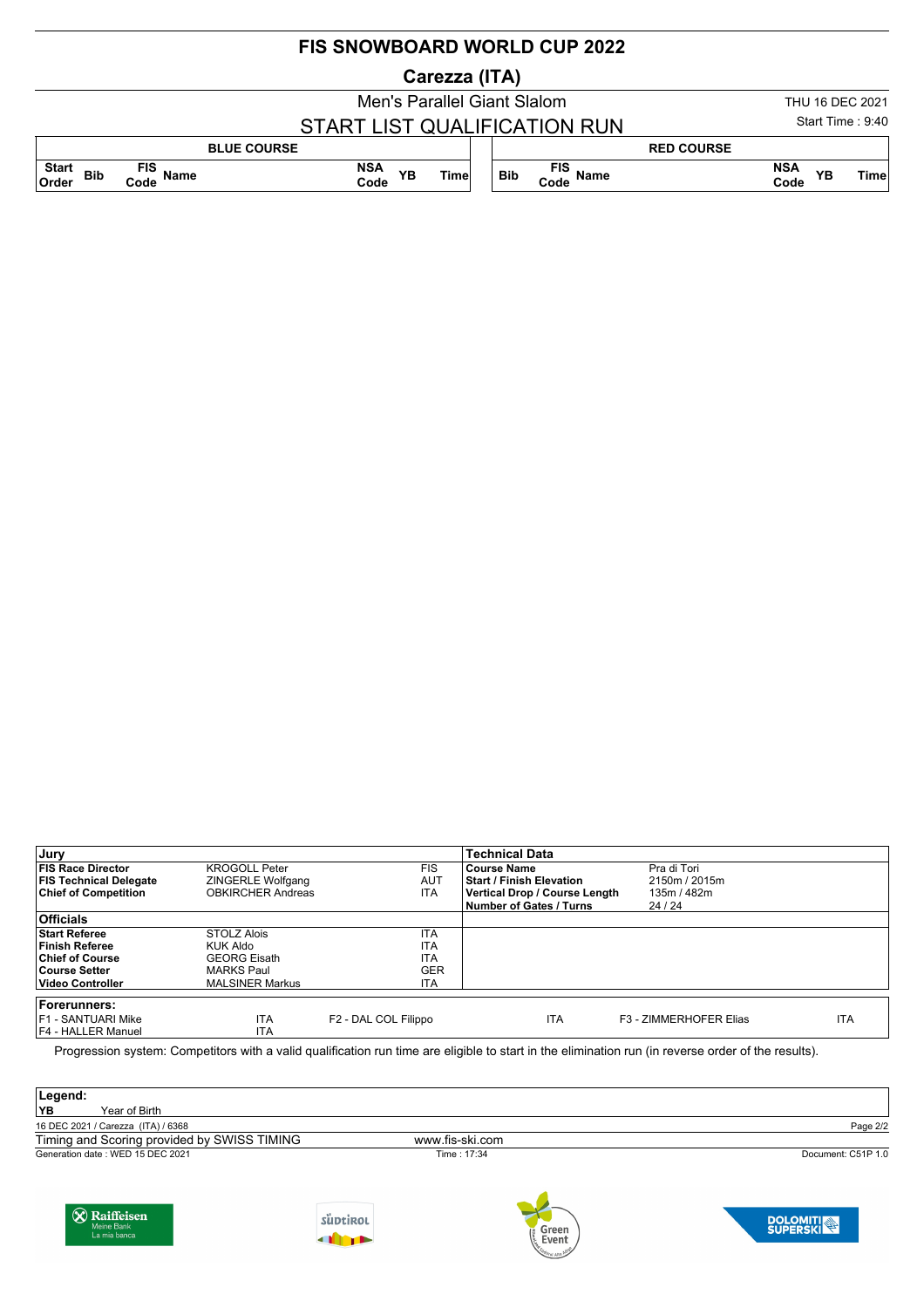# FIS SNOWBOARD WORLD CUP 2022

## Carezza (ITA)

### Men's Parallel Giant Slalom

THU 16 DEC 2021

### START LIST QUALIFICATION RUN

Start Time : 9:40

| BLUE COURSE | | | | | | | RED COURSE | | | | | |
|---|---|---|---|---|---|---|---|---|---|---|---|---|
| Start Order | Bib | FIS Code | Name | NSA Code | YB | Time | Bib | FIS Code | Name | NSA Code | YB | Time |

| Jury | | | Technical Data | |
|---|---|---|---|---|
| **FIS Race Director** | KROGOLL Peter | FIS | **Course Name** | Pra di Tori |
| **FIS Technical Delegate** | ZINGERLE Wolfgang | AUT | **Start / Finish Elevation** | 2150m / 2015m |
| **Chief of Competition** | OBKIRCHER Andreas | ITA | **Vertical Drop / Course Length** | 135m / 482m |
| | | | **Number of Gates / Turns** | 24 / 24 |
| **Officials** | | | | |
| **Start Referee** | STOLZ Alois | ITA | | |
| **Finish Referee** | KUK Aldo | ITA | | |
| **Chief of Course** | GEORG Eisath | ITA | | |
| **Course Setter** | MARKS Paul | GER | | |
| **Video Controller** | MALSINER Markus | ITA | | |

| Forerunners: | | | | | |
|---|---|---|---|---|---|
| F1 - SANTUARI Mike | ITA | F2 - DAL COL Filippo | ITA | F3 - ZIMMERHOFER Elias | ITA |
| F4 - HALLER Manuel | ITA | | | | |

Progression system: Competitors with a valid qualification run time are eligible to start in the elimination run (in reverse order of the results).

**Legend:**
**YB** Year of Birth

16 DEC 2021 / Carezza (ITA) / 6368

Timing and Scoring provided by SWISS TIMING www.fis-ski.com

Generation date : WED 15 DEC 2021 Time : 17:34 Document: C51P 1.0